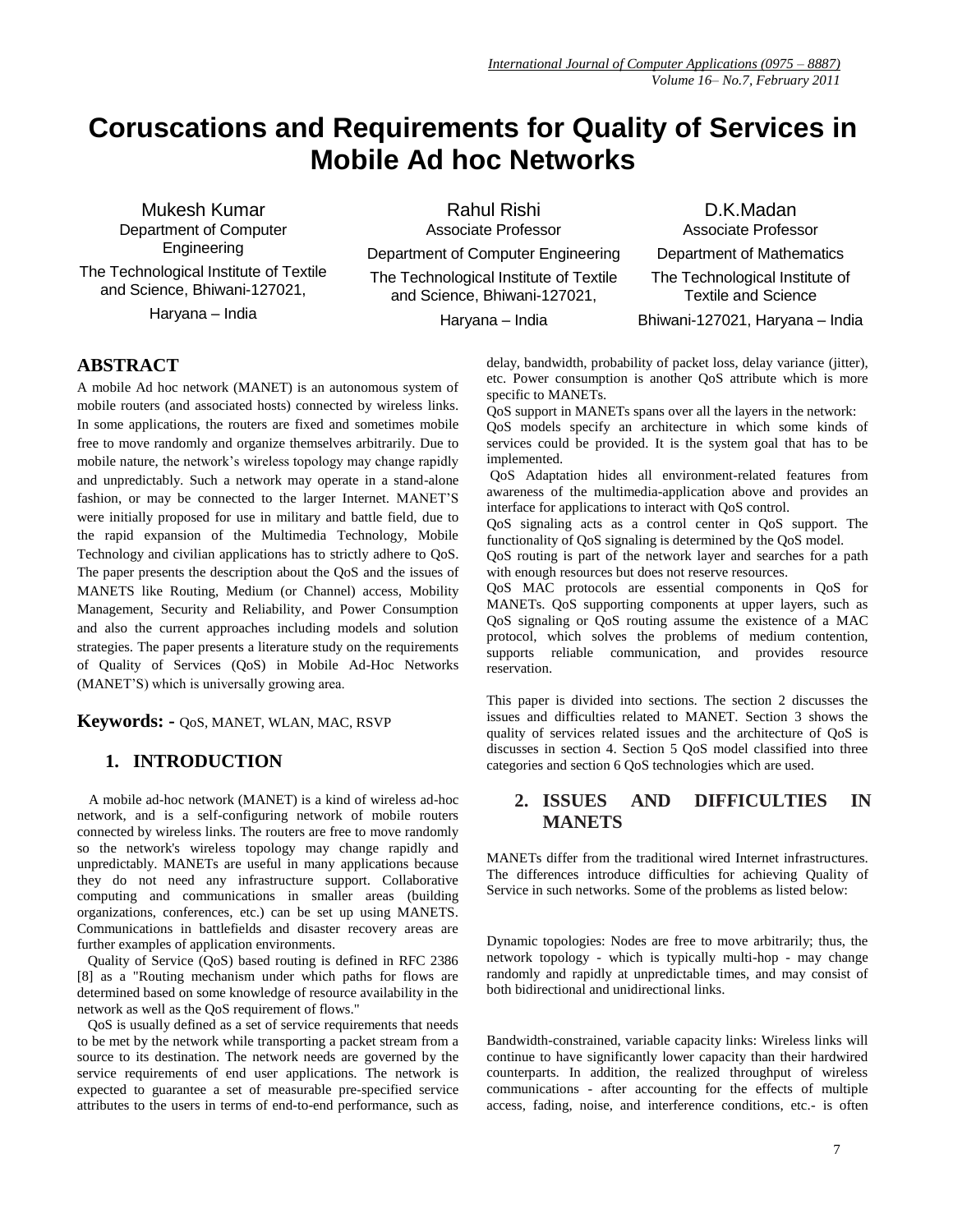# Coruscations and Requirements for Quality of Services in Mobile Ad hoc Networks

Mukesh Kumar
Department of Computer Engineering
The Technological Institute of Textile and Science, Bhiwani-127021,
Haryana – India

Rahul Rishi
Associate Professor
Department of Computer Engineering
The Technological Institute of Textile and Science, Bhiwani-127021,
Haryana – India

D.K.Madan
Associate Professor
Department of Mathematics
The Technological Institute of Textile and Science
Bhiwani-127021, Haryana – India

## ABSTRACT

A mobile Ad hoc network (MANET) is an autonomous system of mobile routers (and associated hosts) connected by wireless links. In some applications, the routers are fixed and sometimes mobile free to move randomly and organize themselves arbitrarily. Due to mobile nature, the network's wireless topology may change rapidly and unpredictably. Such a network may operate in a stand-alone fashion, or may be connected to the larger Internet. MANET'S were initially proposed for use in military and battle field, due to the rapid expansion of the Multimedia Technology, Mobile Technology and civilian applications has to strictly adhere to QoS. The paper presents the description about the QoS and the issues of MANETS like Routing, Medium (or Channel) access, Mobility Management, Security and Reliability, and Power Consumption and also the current approaches including models and solution strategies. The paper presents a literature study on the requirements of Quality of Services (QoS) in Mobile Ad-Hoc Networks (MANET'S) which is universally growing area.

**Keywords: -** QoS, MANET, WLAN, MAC, RSVP

## 1. INTRODUCTION

A mobile ad-hoc network (MANET) is a kind of wireless ad-hoc network, and is a self-configuring network of mobile routers connected by wireless links. The routers are free to move randomly so the network's wireless topology may change rapidly and unpredictably. MANETs are useful in many applications because they do not need any infrastructure support. Collaborative computing and communications in smaller areas (building organizations, conferences, etc.) can be set up using MANETS. Communications in battlefields and disaster recovery areas are further examples of application environments.

Quality of Service (QoS) based routing is defined in RFC 2386 [8] as a "Routing mechanism under which paths for flows are determined based on some knowledge of resource availability in the network as well as the QoS requirement of flows."

QoS is usually defined as a set of service requirements that needs to be met by the network while transporting a packet stream from a source to its destination. The network needs are governed by the service requirements of end user applications. The network is expected to guarantee a set of measurable pre-specified service attributes to the users in terms of end-to-end performance, such as delay, bandwidth, probability of packet loss, delay variance (jitter), etc. Power consumption is another QoS attribute which is more specific to MANETs.

QoS support in MANETs spans over all the layers in the network:

QoS models specify an architecture in which some kinds of services could be provided. It is the system goal that has to be implemented.

QoS Adaptation hides all environment-related features from awareness of the multimedia-application above and provides an interface for applications to interact with QoS control.

QoS signaling acts as a control center in QoS support. The functionality of QoS signaling is determined by the QoS model.

QoS routing is part of the network layer and searches for a path with enough resources but does not reserve resources.

QoS MAC protocols are essential components in QoS for MANETs. QoS supporting components at upper layers, such as QoS signaling or QoS routing assume the existence of a MAC protocol, which solves the problems of medium contention, supports reliable communication, and provides resource reservation.

This paper is divided into sections. The section 2 discusses the issues and difficulties related to MANET. Section 3 shows the quality of services related issues and the architecture of QoS is discusses in section 4. Section 5 QoS model classified into three categories and section 6 QoS technologies which are used.

## 2. ISSUES AND DIFFICULTIES IN MANETS

MANETs differ from the traditional wired Internet infrastructures. The differences introduce difficulties for achieving Quality of Service in such networks. Some of the problems as listed below:

Dynamic topologies: Nodes are free to move arbitrarily; thus, the network topology - which is typically multi-hop - may change randomly and rapidly at unpredictable times, and may consist of both bidirectional and unidirectional links.

Bandwidth-constrained, variable capacity links: Wireless links will continue to have significantly lower capacity than their hardwired counterparts. In addition, the realized throughput of wireless communications - after accounting for the effects of multiple access, fading, noise, and interference conditions, etc.- is often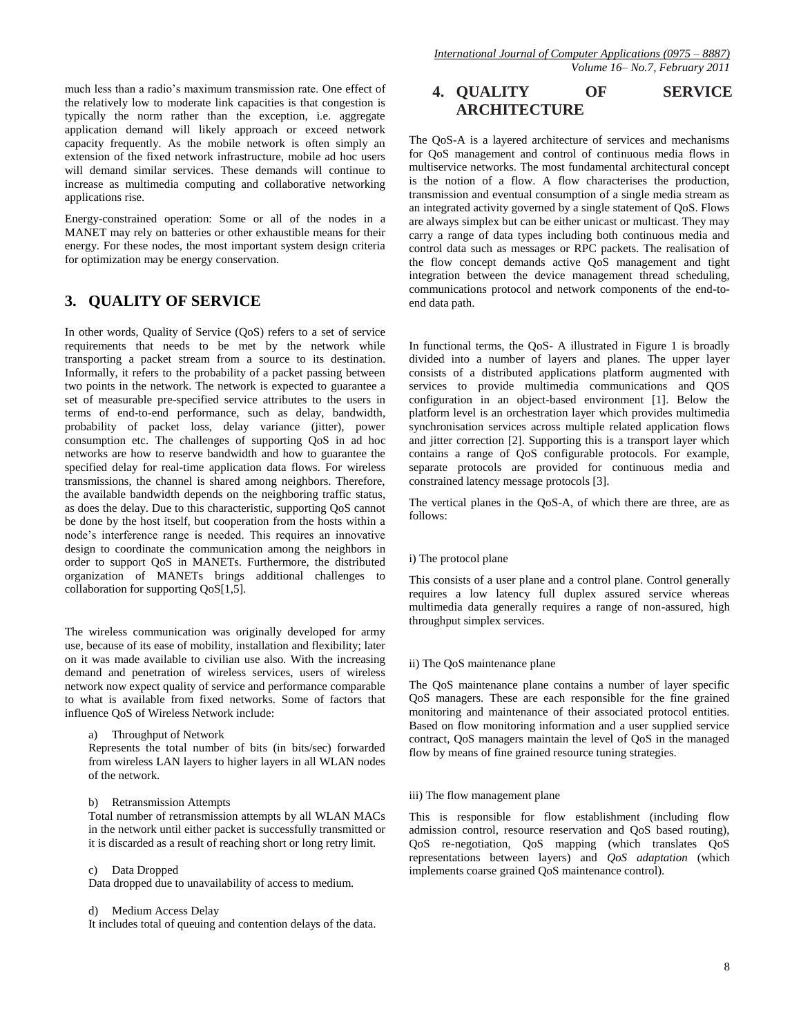much less than a radio's maximum transmission rate. One effect of the relatively low to moderate link capacities is that congestion is typically the norm rather than the exception, i.e. aggregate application demand will likely approach or exceed network capacity frequently. As the mobile network is often simply an extension of the fixed network infrastructure, mobile ad hoc users will demand similar services. These demands will continue to increase as multimedia computing and collaborative networking applications rise.

Energy-constrained operation: Some or all of the nodes in a MANET may rely on batteries or other exhaustible means for their energy. For these nodes, the most important system design criteria for optimization may be energy conservation.

## 3. QUALITY OF SERVICE

In other words, Quality of Service (QoS) refers to a set of service requirements that needs to be met by the network while transporting a packet stream from a source to its destination. Informally, it refers to the probability of a packet passing between two points in the network. The network is expected to guarantee a set of measurable pre-specified service attributes to the users in terms of end-to-end performance, such as delay, bandwidth, probability of packet loss, delay variance (jitter), power consumption etc. The challenges of supporting QoS in ad hoc networks are how to reserve bandwidth and how to guarantee the specified delay for real-time application data flows. For wireless transmissions, the channel is shared among neighbors. Therefore, the available bandwidth depends on the neighboring traffic status, as does the delay. Due to this characteristic, supporting QoS cannot be done by the host itself, but cooperation from the hosts within a node's interference range is needed. This requires an innovative design to coordinate the communication among the neighbors in order to support QoS in MANETs. Furthermore, the distributed organization of MANETs brings additional challenges to collaboration for supporting QoS[1,5].

The wireless communication was originally developed for army use, because of its ease of mobility, installation and flexibility; later on it was made available to civilian use also. With the increasing demand and penetration of wireless services, users of wireless network now expect quality of service and performance comparable to what is available from fixed networks. Some of factors that influence QoS of Wireless Network include:

a) Throughput of Network

Represents the total number of bits (in bits/sec) forwarded from wireless LAN layers to higher layers in all WLAN nodes of the network.

b) Retransmission Attempts

Total number of retransmission attempts by all WLAN MACs in the network until either packet is successfully transmitted or it is discarded as a result of reaching short or long retry limit.

c) Data Dropped

Data dropped due to unavailability of access to medium.

d) Medium Access Delay

It includes total of queuing and contention delays of the data.

## 4. QUALITY OF SERVICE ARCHITECTURE

The QoS-A is a layered architecture of services and mechanisms for QoS management and control of continuous media flows in multiservice networks. The most fundamental architectural concept is the notion of a flow. A flow characterises the production, transmission and eventual consumption of a single media stream as an integrated activity governed by a single statement of QoS. Flows are always simplex but can be either unicast or multicast. They may carry a range of data types including both continuous media and control data such as messages or RPC packets. The realisation of the flow concept demands active QoS management and tight integration between the device management thread scheduling, communications protocol and network components of the end-to-end data path.

In functional terms, the QoS- A illustrated in Figure 1 is broadly divided into a number of layers and planes. The upper layer consists of a distributed applications platform augmented with services to provide multimedia communications and QOS configuration in an object-based environment [1]. Below the platform level is an orchestration layer which provides multimedia synchronisation services across multiple related application flows and jitter correction [2]. Supporting this is a transport layer which contains a range of QoS configurable protocols. For example, separate protocols are provided for continuous media and constrained latency message protocols [3].

The vertical planes in the QoS-A, of which there are three, are as follows:

i) The protocol plane

This consists of a user plane and a control plane. Control generally requires a low latency full duplex assured service whereas multimedia data generally requires a range of non-assured, high throughput simplex services.

ii) The QoS maintenance plane

The QoS maintenance plane contains a number of layer specific QoS managers. These are each responsible for the fine grained monitoring and maintenance of their associated protocol entities. Based on flow monitoring information and a user supplied service contract, QoS managers maintain the level of QoS in the managed flow by means of fine grained resource tuning strategies.

iii) The flow management plane

This is responsible for flow establishment (including flow admission control, resource reservation and QoS based routing), QoS re-negotiation, QoS mapping (which translates QoS representations between layers) and *QoS adaptation* (which implements coarse grained QoS maintenance control).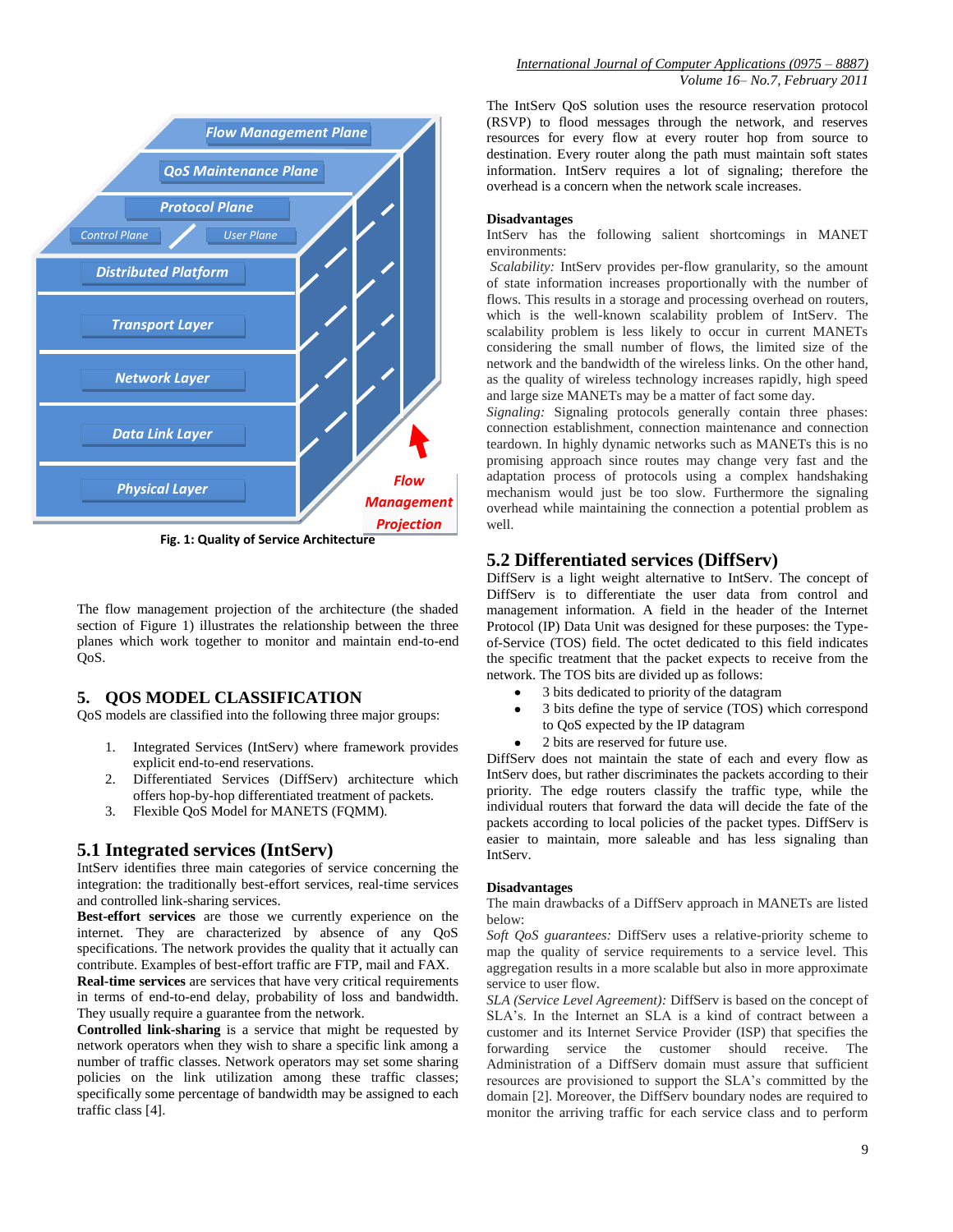Fig. 1: Quality of Service Architecture

The flow management projection of the architecture (the shaded section of Figure 1) illustrates the relationship between the three planes which work together to monitor and maintain end-to-end QoS.

## 5. QOS MODEL CLASSIFICATION

QoS models are classified into the following three major groups:

1. Integrated Services (IntServ) where framework provides explicit end-to-end reservations.
2. Differentiated Services (DiffServ) architecture which offers hop-by-hop differentiated treatment of packets.
3. Flexible QoS Model for MANETS (FQMM).

### 5.1 Integrated services (IntServ)

IntServ identifies three main categories of service concerning the integration: the traditionally best-effort services, real-time services and controlled link-sharing services.

**Best-effort services** are those we currently experience on the internet. They are characterized by absence of any QoS specifications. The network provides the quality that it actually can contribute. Examples of best-effort traffic are FTP, mail and FAX.

**Real-time services** are services that have very critical requirements in terms of end-to-end delay, probability of loss and bandwidth. They usually require a guarantee from the network.

**Controlled link-sharing** is a service that might be requested by network operators when they wish to share a specific link among a number of traffic classes. Network operators may set some sharing policies on the link utilization among these traffic classes; specifically some percentage of bandwidth may be assigned to each traffic class [4].

The IntServ QoS solution uses the resource reservation protocol (RSVP) to flood messages through the network, and reserves resources for every flow at every router hop from source to destination. Every router along the path must maintain soft states information. IntServ requires a lot of signaling; therefore the overhead is a concern when the network scale increases.

**Disadvantages**

IntServ has the following salient shortcomings in MANET environments:

*Scalability:* IntServ provides per-flow granularity, so the amount of state information increases proportionally with the number of flows. This results in a storage and processing overhead on routers, which is the well-known scalability problem of IntServ. The scalability problem is less likely to occur in current MANETs considering the small number of flows, the limited size of the network and the bandwidth of the wireless links. On the other hand, as the quality of wireless technology increases rapidly, high speed and large size MANETs may be a matter of fact some day.

*Signaling:* Signaling protocols generally contain three phases: connection establishment, connection maintenance and connection teardown. In highly dynamic networks such as MANETs this is no promising approach since routes may change very fast and the adaptation process of protocols using a complex handshaking mechanism would just be too slow. Furthermore the signaling overhead while maintaining the connection a potential problem as well.

### 5.2 Differentiated services (DiffServ)

DiffServ is a light weight alternative to IntServ. The concept of DiffServ is to differentiate the user data from control and management information. A field in the header of the Internet Protocol (IP) Data Unit was designed for these purposes: the Type-of-Service (TOS) field. The octet dedicated to this field indicates the specific treatment that the packet expects to receive from the network. The TOS bits are divided up as follows:

- 3 bits dedicated to priority of the datagram
- 3 bits define the type of service (TOS) which correspond to QoS expected by the IP datagram
- 2 bits are reserved for future use.

DiffServ does not maintain the state of each and every flow as IntServ does, but rather discriminates the packets according to their priority. The edge routers classify the traffic type, while the individual routers that forward the data will decide the fate of the packets according to local policies of the packet types. DiffServ is easier to maintain, more saleable and has less signaling than IntServ.

**Disadvantages**

The main drawbacks of a DiffServ approach in MANETs are listed below:

*Soft QoS guarantees:* DiffServ uses a relative-priority scheme to map the quality of service requirements to a service level. This aggregation results in a more scalable but also in more approximate service to user flow.

*SLA (Service Level Agreement):* DiffServ is based on the concept of SLA's. In the Internet an SLA is a kind of contract between a customer and its Internet Service Provider (ISP) that specifies the forwarding service the customer should receive. The Administration of a DiffServ domain must assure that sufficient resources are provisioned to support the SLA's committed by the domain [2]. Moreover, the DiffServ boundary nodes are required to monitor the arriving traffic for each service class and to perform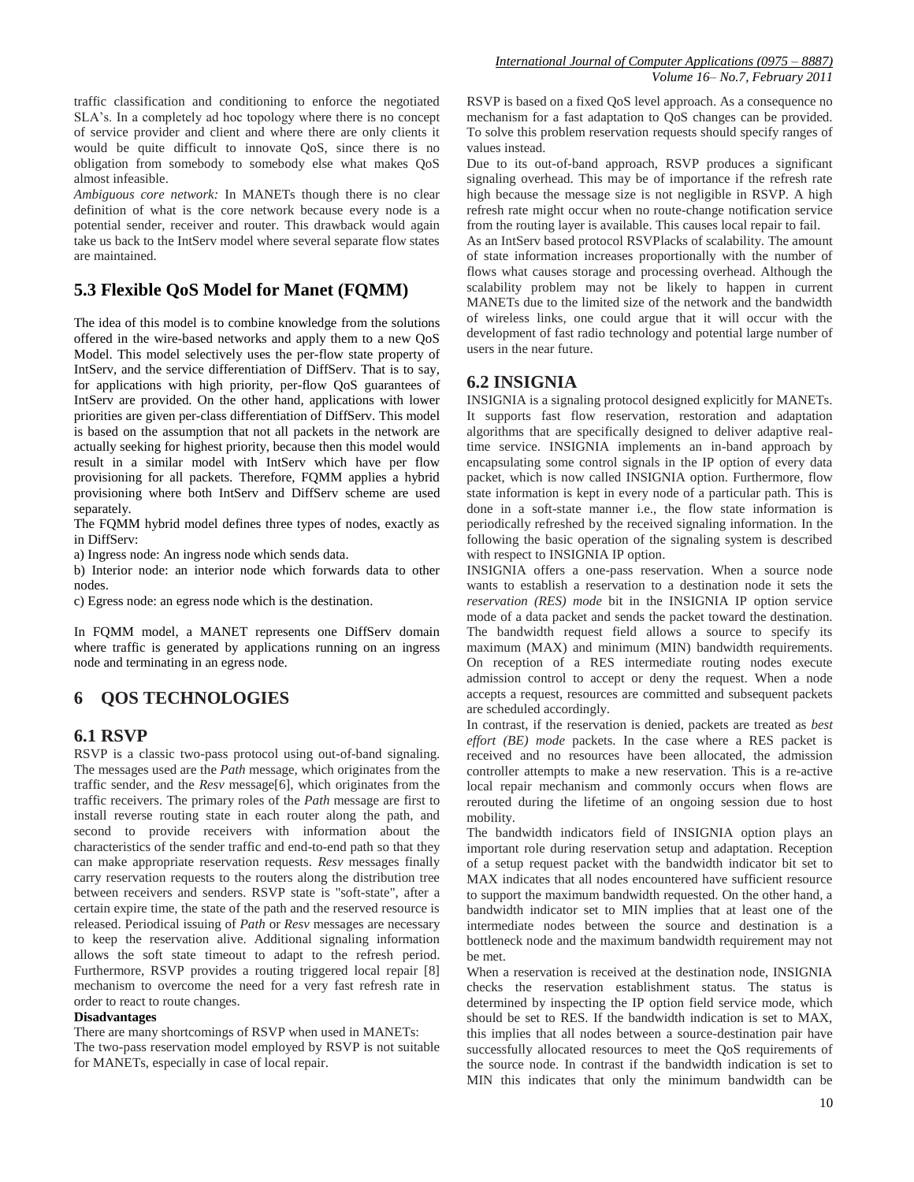traffic classification and conditioning to enforce the negotiated SLA's. In a completely ad hoc topology where there is no concept of service provider and client and where there are only clients it would be quite difficult to innovate QoS, since there is no obligation from somebody to somebody else what makes QoS almost infeasible.

*Ambiguous core network:* In MANETs though there is no clear definition of what is the core network because every node is a potential sender, receiver and router. This drawback would again take us back to the IntServ model where several separate flow states are maintained.

## 5.3 Flexible QoS Model for Manet (FQMM)

The idea of this model is to combine knowledge from the solutions offered in the wire-based networks and apply them to a new QoS Model. This model selectively uses the per-flow state property of IntServ, and the service differentiation of DiffServ. That is to say, for applications with high priority, per-flow QoS guarantees of IntServ are provided. On the other hand, applications with lower priorities are given per-class differentiation of DiffServ. This model is based on the assumption that not all packets in the network are actually seeking for highest priority, because then this model would result in a similar model with IntServ which have per flow provisioning for all packets. Therefore, FQMM applies a hybrid provisioning where both IntServ and DiffServ scheme are used separately.

The FQMM hybrid model defines three types of nodes, exactly as in DiffServ:

a) Ingress node: An ingress node which sends data.

b) Interior node: an interior node which forwards data to other nodes.

c) Egress node: an egress node which is the destination.

In FQMM model, a MANET represents one DiffServ domain where traffic is generated by applications running on an ingress node and terminating in an egress node.

# 6 QOS TECHNOLOGIES

## 6.1 RSVP

RSVP is a classic two-pass protocol using out-of-band signaling. The messages used are the *Path* message, which originates from the traffic sender, and the *Resv* message[6], which originates from the traffic receivers. The primary roles of the *Path* message are first to install reverse routing state in each router along the path, and second to provide receivers with information about the characteristics of the sender traffic and end-to-end path so that they can make appropriate reservation requests. *Resv* messages finally carry reservation requests to the routers along the distribution tree between receivers and senders. RSVP state is "soft-state", after a certain expire time, the state of the path and the reserved resource is released. Periodical issuing of *Path* or *Resv* messages are necessary to keep the reservation alive. Additional signaling information allows the soft state timeout to adapt to the refresh period. Furthermore, RSVP provides a routing triggered local repair [8] mechanism to overcome the need for a very fast refresh rate in order to react to route changes.

**Disadvantages**

There are many shortcomings of RSVP when used in MANETs:

The two-pass reservation model employed by RSVP is not suitable for MANETs, especially in case of local repair.

RSVP is based on a fixed QoS level approach. As a consequence no mechanism for a fast adaptation to QoS changes can be provided. To solve this problem reservation requests should specify ranges of values instead.

Due to its out-of-band approach, RSVP produces a significant signaling overhead. This may be of importance if the refresh rate high because the message size is not negligible in RSVP. A high refresh rate might occur when no route-change notification service from the routing layer is available. This causes local repair to fail.

As an IntServ based protocol RSVPlacks of scalability. The amount of state information increases proportionally with the number of flows what causes storage and processing overhead. Although the scalability problem may not be likely to happen in current MANETs due to the limited size of the network and the bandwidth of wireless links, one could argue that it will occur with the development of fast radio technology and potential large number of users in the near future.

## 6.2 INSIGNIA

INSIGNIA is a signaling protocol designed explicitly for MANETs. It supports fast flow reservation, restoration and adaptation algorithms that are specifically designed to deliver adaptive real-time service. INSIGNIA implements an in-band approach by encapsulating some control signals in the IP option of every data packet, which is now called INSIGNIA option. Furthermore, flow state information is kept in every node of a particular path. This is done in a soft-state manner i.e., the flow state information is periodically refreshed by the received signaling information. In the following the basic operation of the signaling system is described with respect to INSIGNIA IP option.

INSIGNIA offers a one-pass reservation. When a source node wants to establish a reservation to a destination node it sets the *reservation (RES) mode* bit in the INSIGNIA IP option service mode of a data packet and sends the packet toward the destination. The bandwidth request field allows a source to specify its maximum (MAX) and minimum (MIN) bandwidth requirements. On reception of a RES intermediate routing nodes execute admission control to accept or deny the request. When a node accepts a request, resources are committed and subsequent packets are scheduled accordingly.

In contrast, if the reservation is denied, packets are treated as *best effort (BE) mode* packets. In the case where a RES packet is received and no resources have been allocated, the admission controller attempts to make a new reservation. This is a re-active local repair mechanism and commonly occurs when flows are rerouted during the lifetime of an ongoing session due to host mobility.

The bandwidth indicators field of INSIGNIA option plays an important role during reservation setup and adaptation. Reception of a setup request packet with the bandwidth indicator bit set to MAX indicates that all nodes encountered have sufficient resource to support the maximum bandwidth requested. On the other hand, a bandwidth indicator set to MIN implies that at least one of the intermediate nodes between the source and destination is a bottleneck node and the maximum bandwidth requirement may not be met.

When a reservation is received at the destination node, INSIGNIA checks the reservation establishment status. The status is determined by inspecting the IP option field service mode, which should be set to RES. If the bandwidth indication is set to MAX, this implies that all nodes between a source-destination pair have successfully allocated resources to meet the QoS requirements of the source node. In contrast if the bandwidth indication is set to MIN this indicates that only the minimum bandwidth can be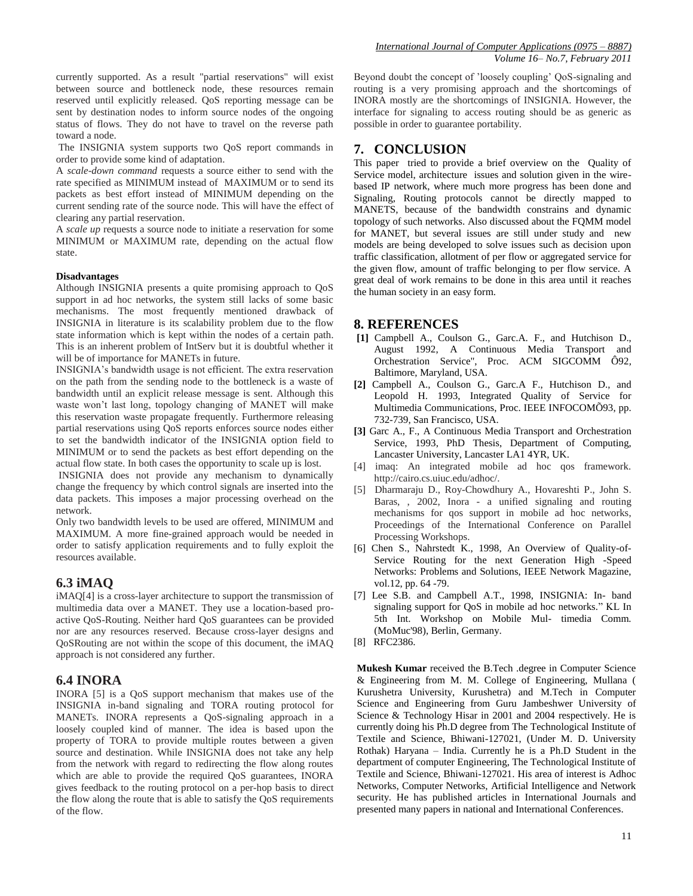currently supported. As a result "partial reservations" will exist between source and bottleneck node, these resources remain reserved until explicitly released. QoS reporting message can be sent by destination nodes to inform source nodes of the ongoing status of flows. They do not have to travel on the reverse path toward a node.

The INSIGNIA system supports two QoS report commands in order to provide some kind of adaptation.

A *scale-down command* requests a source either to send with the rate specified as MINIMUM instead of MAXIMUM or to send its packets as best effort instead of MINIMUM depending on the current sending rate of the source node. This will have the effect of clearing any partial reservation.

A *scale up* requests a source node to initiate a reservation for some MINIMUM or MAXIMUM rate, depending on the actual flow state.

**Disadvantages**

Although INSIGNIA presents a quite promising approach to QoS support in ad hoc networks, the system still lacks of some basic mechanisms. The most frequently mentioned drawback of INSIGNIA in literature is its scalability problem due to the flow state information which is kept within the nodes of a certain path. This is an inherent problem of IntServ but it is doubtful whether it will be of importance for MANETs in future.

INSIGNIA's bandwidth usage is not efficient. The extra reservation on the path from the sending node to the bottleneck is a waste of bandwidth until an explicit release message is sent. Although this waste won't last long, topology changing of MANET will make this reservation waste propagate frequently. Furthermore releasing partial reservations using QoS reports enforces source nodes either to set the bandwidth indicator of the INSIGNIA option field to MINIMUM or to send the packets as best effort depending on the actual flow state. In both cases the opportunity to scale up is lost.

INSIGNIA does not provide any mechanism to dynamically change the frequency by which control signals are inserted into the data packets. This imposes a major processing overhead on the network.

Only two bandwidth levels to be used are offered, MINIMUM and MAXIMUM. A more fine-grained approach would be needed in order to satisfy application requirements and to fully exploit the resources available.

## 6.3 iMAQ

iMAQ[4] is a cross-layer architecture to support the transmission of multimedia data over a MANET. They use a location-based pro-active QoS-Routing. Neither hard QoS guarantees can be provided nor are any resources reserved. Because cross-layer designs and QoSRouting are not within the scope of this document, the iMAQ approach is not considered any further.

## 6.4 INORA

INORA [5] is a QoS support mechanism that makes use of the INSIGNIA in-band signaling and TORA routing protocol for MANETs. INORA represents a QoS-signaling approach in a loosely coupled kind of manner. The idea is based upon the property of TORA to provide multiple routes between a given source and destination. While INSIGNIA does not take any help from the network with regard to redirecting the flow along routes which are able to provide the required QoS guarantees, INORA gives feedback to the routing protocol on a per-hop basis to direct the flow along the route that is able to satisfy the QoS requirements of the flow.

Beyond doubt the concept of 'loosely coupling' QoS-signaling and routing is a very promising approach and the shortcomings of INORA mostly are the shortcomings of INSIGNIA. However, the interface for signaling to access routing should be as generic as possible in order to guarantee portability.

# 7. CONCLUSION

This paper tried to provide a brief overview on the Quality of Service model, architecture issues and solution given in the wire-based IP network, where much more progress has been done and Signaling, Routing protocols cannot be directly mapped to MANETS, because of the bandwidth constrains and dynamic topology of such networks. Also discussed about the FQMM model for MANET, but several issues are still under study and new models are being developed to solve issues such as decision upon traffic classification, allotment of per flow or aggregated service for the given flow, amount of traffic belonging to per flow service. A great deal of work remains to be done in this area until it reaches the human society in an easy form.

# 8. REFERENCES

**[1]** Campbell A., Coulson G., Garc.A. F., and Hutchison D., August 1992, A Continuous Media Transport and Orchestration Service", Proc. ACM SIGCOMM Ô92, Baltimore, Maryland, USA.

**[2]** Campbell A., Coulson G., Garc.A F., Hutchison D., and Leopold H. 1993, Integrated Quality of Service for Multimedia Communications, Proc. IEEE INFOCOMÕ93, pp. 732-739, San Francisco, USA.

**[3]** Garc A., F., A Continuous Media Transport and Orchestration Service, 1993, PhD Thesis, Department of Computing, Lancaster University, Lancaster LA1 4YR, UK.

[4] imaq: An integrated mobile ad hoc qos framework. http://cairo.cs.uiuc.edu/adhoc/.

[5] Dharmaraju D., Roy-Chowdhury A., Hovareshti P., John S. Baras, , 2002, Inora - a unified signaling and routing mechanisms for qos support in mobile ad hoc networks, Proceedings of the International Conference on Parallel Processing Workshops.

[6] Chen S., Nahrstedt K., 1998, An Overview of Quality-of-Service Routing for the next Generation High -Speed Networks: Problems and Solutions, IEEE Network Magazine, vol.12, pp. 64 -79.

[7] Lee S.B. and Campbell A.T., 1998, INSIGNIA: In- band signaling support for QoS in mobile ad hoc networks." KL In 5th Int. Workshop on Mobile Mul- timedia Comm. (MoMuc'98), Berlin, Germany.

[8] RFC2386.

**Mukesh Kumar** received the B.Tech .degree in Computer Science & Engineering from M. M. College of Engineering, Mullana ( Kurushetra University, Kurushetra) and M.Tech in Computer Science and Engineering from Guru Jambeshwer University of Science & Technology Hisar in 2001 and 2004 respectively. He is currently doing his Ph.D degree from The Technological Institute of Textile and Science, Bhiwani-127021, (Under M. D. University Rothak) Haryana – India. Currently he is a Ph.D Student in the department of computer Engineering, The Technological Institute of Textile and Science, Bhiwani-127021. His area of interest is Adhoc Networks, Computer Networks, Artificial Intelligence and Network security. He has published articles in International Journals and presented many papers in national and International Conferences.